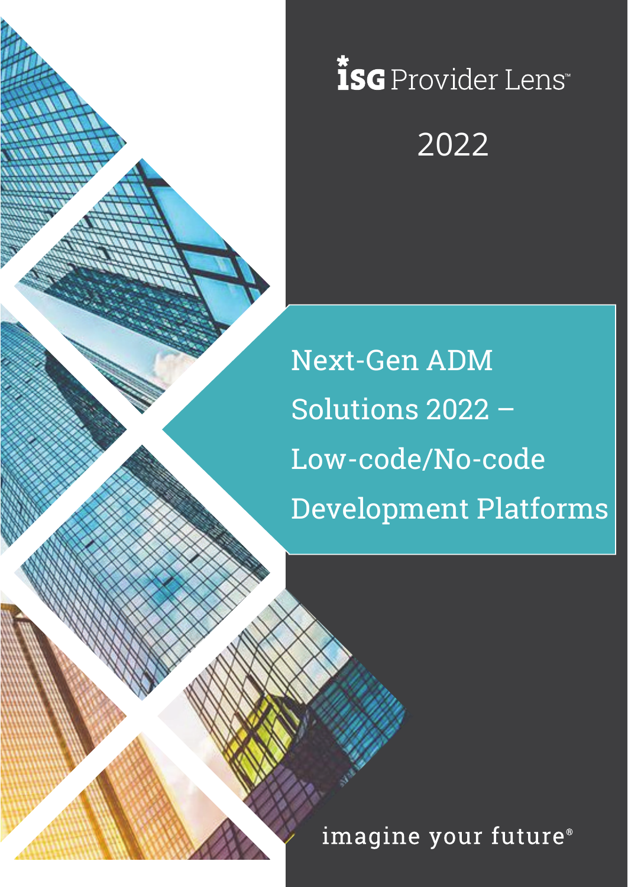ISG Provider Lens™

2022

# Next-Gen ADM Solutions 2022 – Low-code/No-code Development Platforms

imagine your future®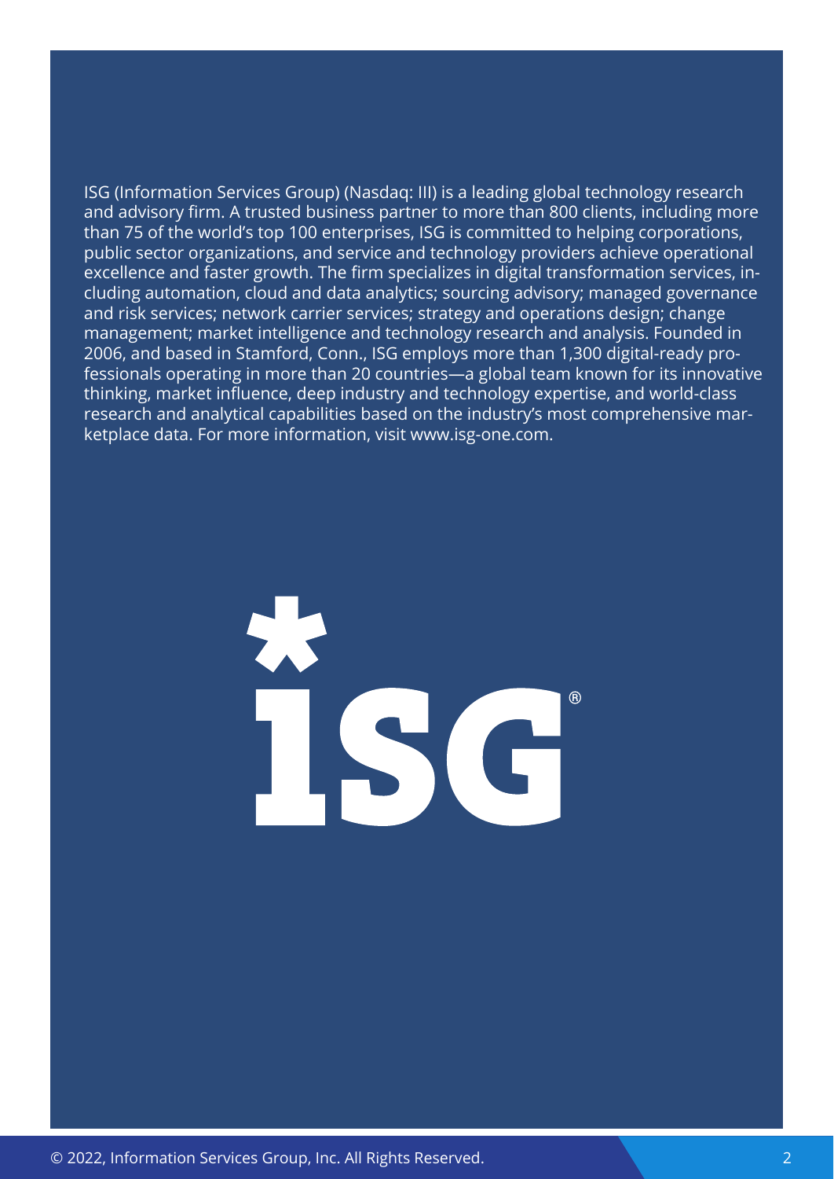ISG (Information Services Group) (Nasdaq: III) is a leading global technology research and advisory firm. A trusted business partner to more than 800 clients, including more than 75 of the world's top 100 enterprises, ISG is committed to helping corporations, public sector organizations, and service and technology providers achieve operational excellence and faster growth. The firm specializes in digital transformation services, including automation, cloud and data analytics; sourcing advisory; managed governance and risk services; network carrier services; strategy and operations design; change management; market intelligence and technology research and analysis. Founded in 2006, and based in Stamford, Conn., ISG employs more than 1,300 digital-ready professionals operating in more than 20 countries—a global team known for its innovative thinking, market influence, deep industry and technology expertise, and world-class research and analytical capabilities based on the industry's most comprehensive marketplace data. For more information, visit www.isg-one.com.

© 2022, Information Services Group, Inc. All Rights Reserved.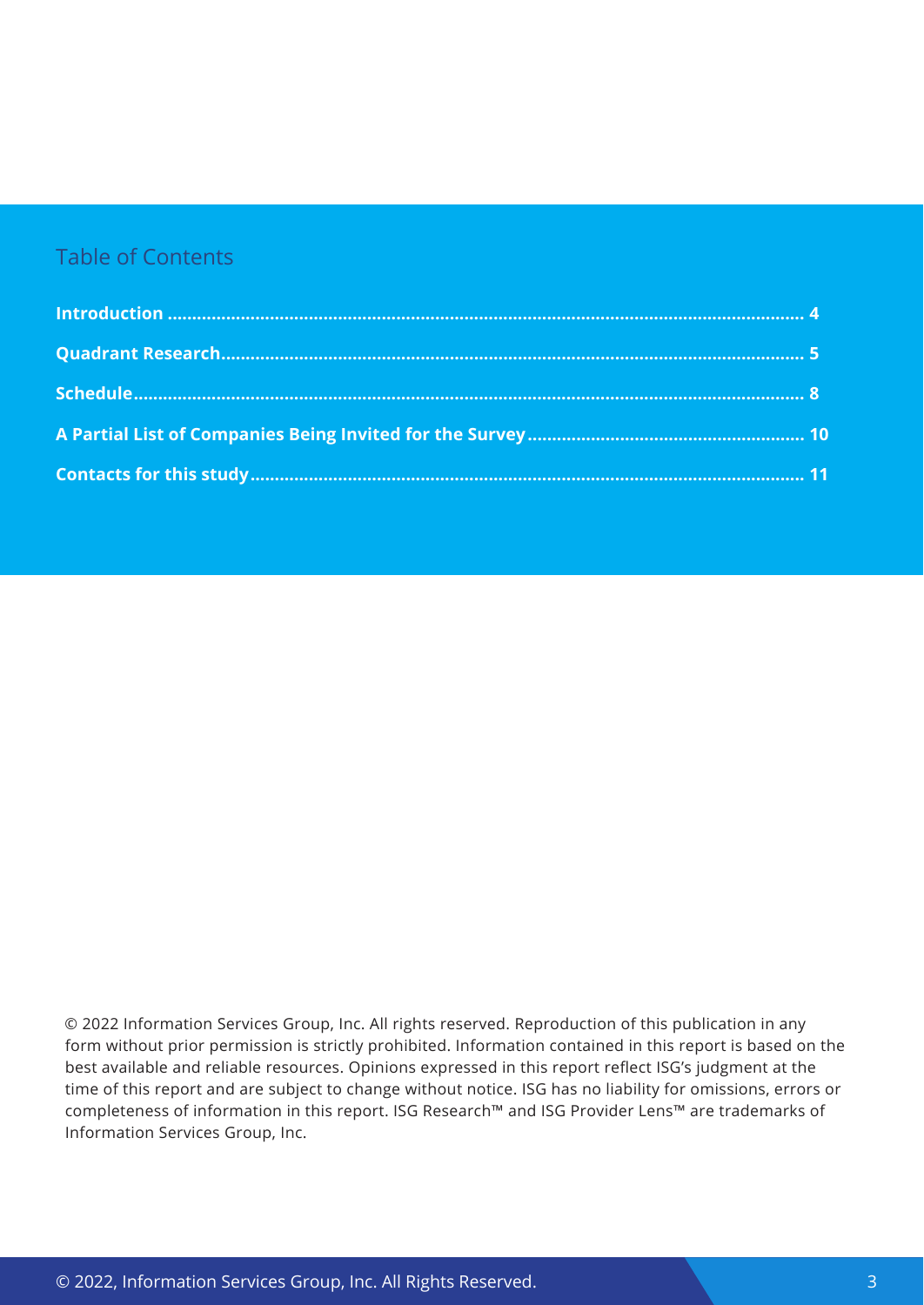## Table of Contents

**Introduction** ........................................................................ 4

**Quadrant Research** ................................................................ 5

**Schedule** ............................................................................. 8

**A Partial List of Companies Being Invited for the Survey** .................. 10

**Contacts for this study** ........................................................... 11

© 2022 Information Services Group, Inc. All rights reserved. Reproduction of this publication in any form without prior permission is strictly prohibited. Information contained in this report is based on the best available and reliable resources. Opinions expressed in this report reflect ISG's judgment at the time of this report and are subject to change without notice. ISG has no liability for omissions, errors or completeness of information in this report. ISG Research™ and ISG Provider Lens™ are trademarks of Information Services Group, Inc.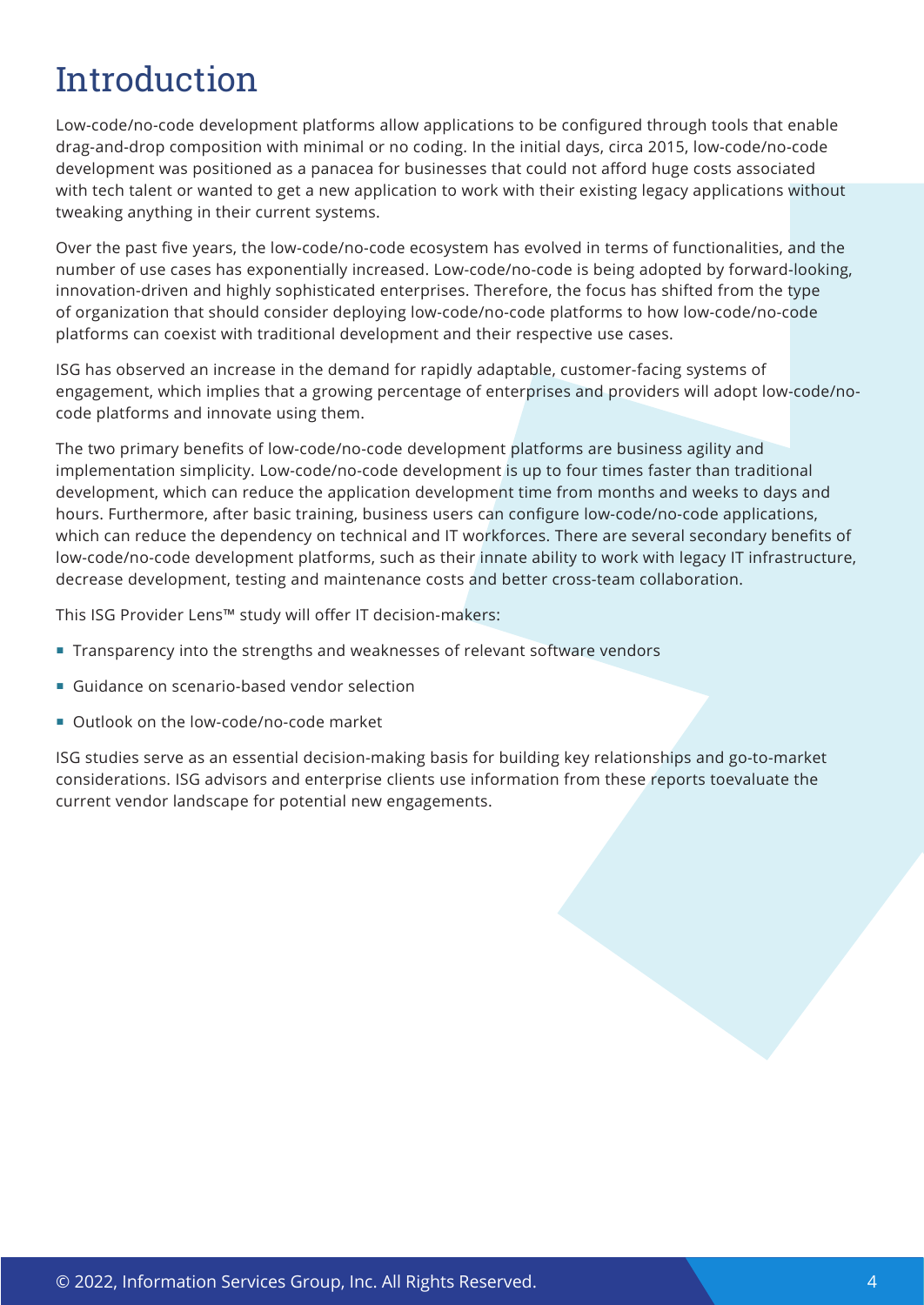# Introduction

Low-code/no-code development platforms allow applications to be configured through tools that enable drag-and-drop composition with minimal or no coding. In the initial days, circa 2015, low-code/no-code development was positioned as a panacea for businesses that could not afford huge costs associated with tech talent or wanted to get a new application to work with their existing legacy applications without tweaking anything in their current systems.

Over the past five years, the low-code/no-code ecosystem has evolved in terms of functionalities, and the number of use cases has exponentially increased. Low-code/no-code is being adopted by forward-looking, innovation-driven and highly sophisticated enterprises. Therefore, the focus has shifted from the type of organization that should consider deploying low-code/no-code platforms to how low-code/no-code platforms can coexist with traditional development and their respective use cases.

ISG has observed an increase in the demand for rapidly adaptable, customer-facing systems of engagement, which implies that a growing percentage of enterprises and providers will adopt low-code/no-code platforms and innovate using them.

The two primary benefits of low-code/no-code development platforms are business agility and implementation simplicity. Low-code/no-code development is up to four times faster than traditional development, which can reduce the application development time from months and weeks to days and hours. Furthermore, after basic training, business users can configure low-code/no-code applications, which can reduce the dependency on technical and IT workforces. There are several secondary benefits of low-code/no-code development platforms, such as their innate ability to work with legacy IT infrastructure, decrease development, testing and maintenance costs and better cross-team collaboration.

This ISG Provider Lens™ study will offer IT decision-makers:

- Transparency into the strengths and weaknesses of relevant software vendors
- Guidance on scenario-based vendor selection
- Outlook on the low-code/no-code market

ISG studies serve as an essential decision-making basis for building key relationships and go-to-market considerations. ISG advisors and enterprise clients use information from these reports toevaluate the current vendor landscape for potential new engagements.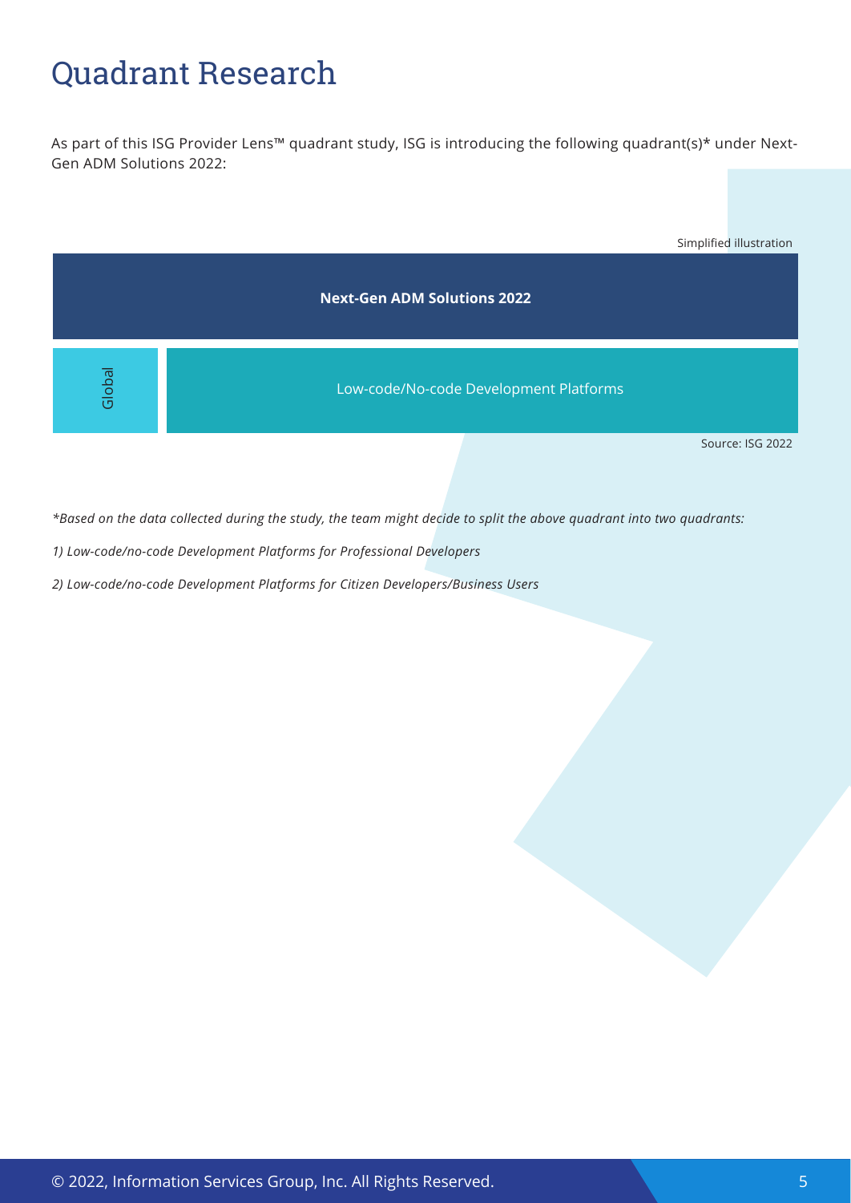# Quadrant Research

As part of this ISG Provider Lens™ quadrant study, ISG is introducing the following quadrant(s)* under Next-Gen ADM Solutions 2022:

Simplified illustration

| Next-Gen ADM Solutions 2022 | |
|---|---|
| Global | Low-code/No-code Development Platforms |

Source: ISG 2022

*\*Based on the data collected during the study, the team might decide to split the above quadrant into two quadrants:*

*1) Low-code/no-code Development Platforms for Professional Developers*

*2) Low-code/no-code Development Platforms for Citizen Developers/Business Users*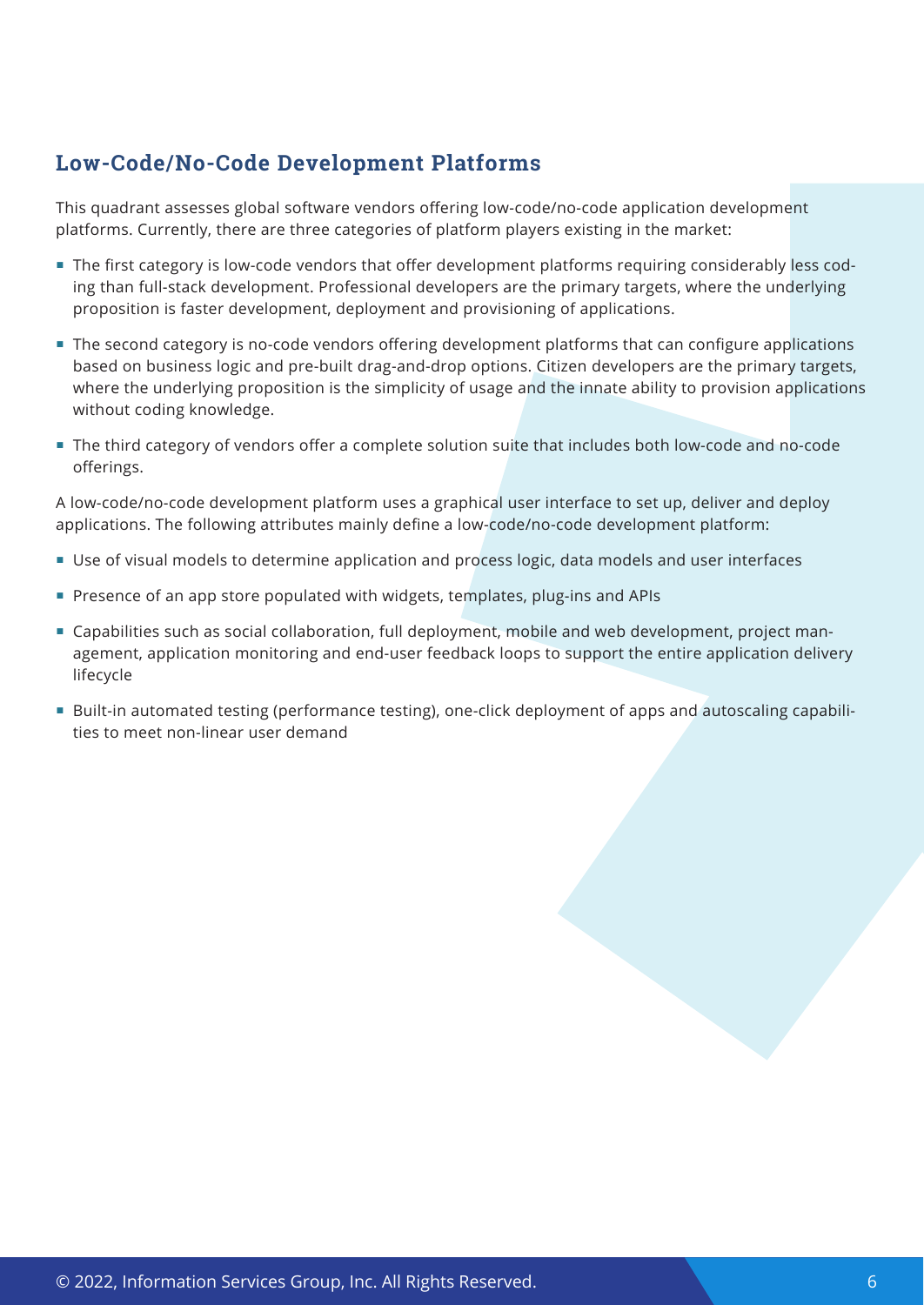## Low-Code/No-Code Development Platforms

This quadrant assesses global software vendors offering low-code/no-code application development platforms. Currently, there are three categories of platform players existing in the market:

- The first category is low-code vendors that offer development platforms requiring considerably less coding than full-stack development. Professional developers are the primary targets, where the underlying proposition is faster development, deployment and provisioning of applications.
- The second category is no-code vendors offering development platforms that can configure applications based on business logic and pre-built drag-and-drop options. Citizen developers are the primary targets, where the underlying proposition is the simplicity of usage and the innate ability to provision applications without coding knowledge.
- The third category of vendors offer a complete solution suite that includes both low-code and no-code offerings.

A low-code/no-code development platform uses a graphical user interface to set up, deliver and deploy applications. The following attributes mainly define a low-code/no-code development platform:

- Use of visual models to determine application and process logic, data models and user interfaces
- Presence of an app store populated with widgets, templates, plug-ins and APIs
- Capabilities such as social collaboration, full deployment, mobile and web development, project management, application monitoring and end-user feedback loops to support the entire application delivery lifecycle
- Built-in automated testing (performance testing), one-click deployment of apps and autoscaling capabilities to meet non-linear user demand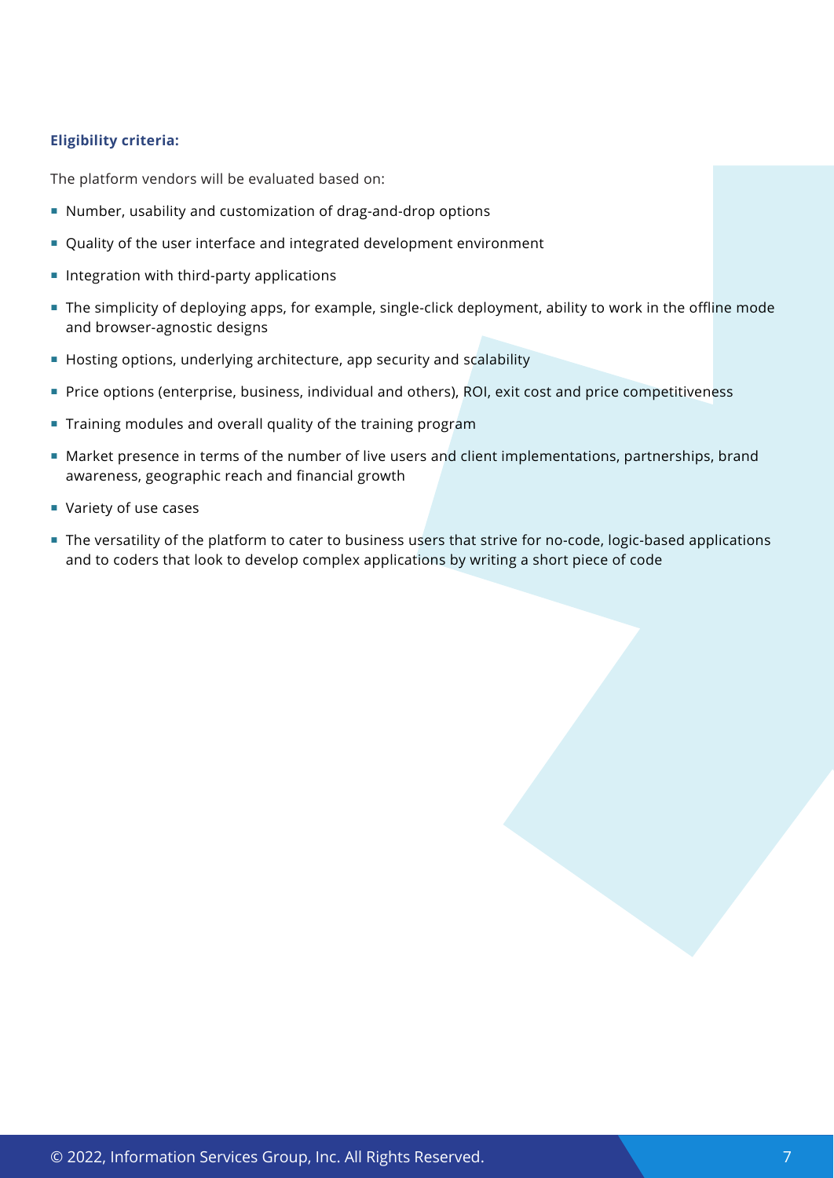**Eligibility criteria:**

The platform vendors will be evaluated based on:

- Number, usability and customization of drag-and-drop options
- Quality of the user interface and integrated development environment
- Integration with third-party applications
- The simplicity of deploying apps, for example, single-click deployment, ability to work in the offline mode and browser-agnostic designs
- Hosting options, underlying architecture, app security and scalability
- Price options (enterprise, business, individual and others), ROI, exit cost and price competitiveness
- Training modules and overall quality of the training program
- Market presence in terms of the number of live users and client implementations, partnerships, brand awareness, geographic reach and financial growth
- Variety of use cases
- The versatility of the platform to cater to business users that strive for no-code, logic-based applications and to coders that look to develop complex applications by writing a short piece of code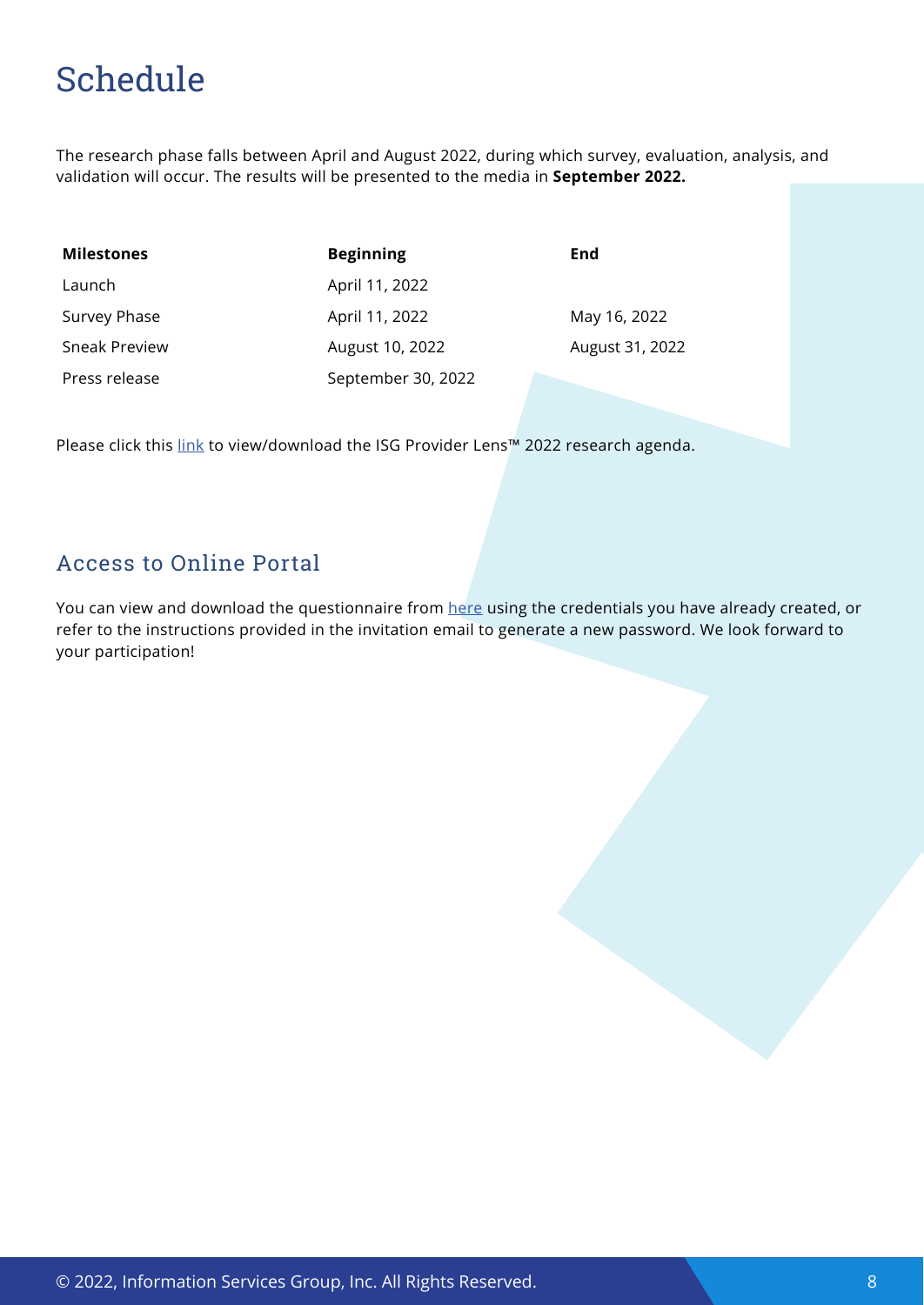# Schedule

The research phase falls between April and August 2022, during which survey, evaluation, analysis, and validation will occur. The results will be presented to the media in **September 2022.**

| Milestones | Beginning | End |
|---|---|---|
| Launch | April 11, 2022 | |
| Survey Phase | April 11, 2022 | May 16, 2022 |
| Sneak Preview | August 10, 2022 | August 31, 2022 |
| Press release | September 30, 2022 | |

Please click this link to view/download the ISG Provider Lens™ 2022 research agenda.

## Access to Online Portal

You can view and download the questionnaire from here using the credentials you have already created, or refer to the instructions provided in the invitation email to generate a new password. We look forward to your participation!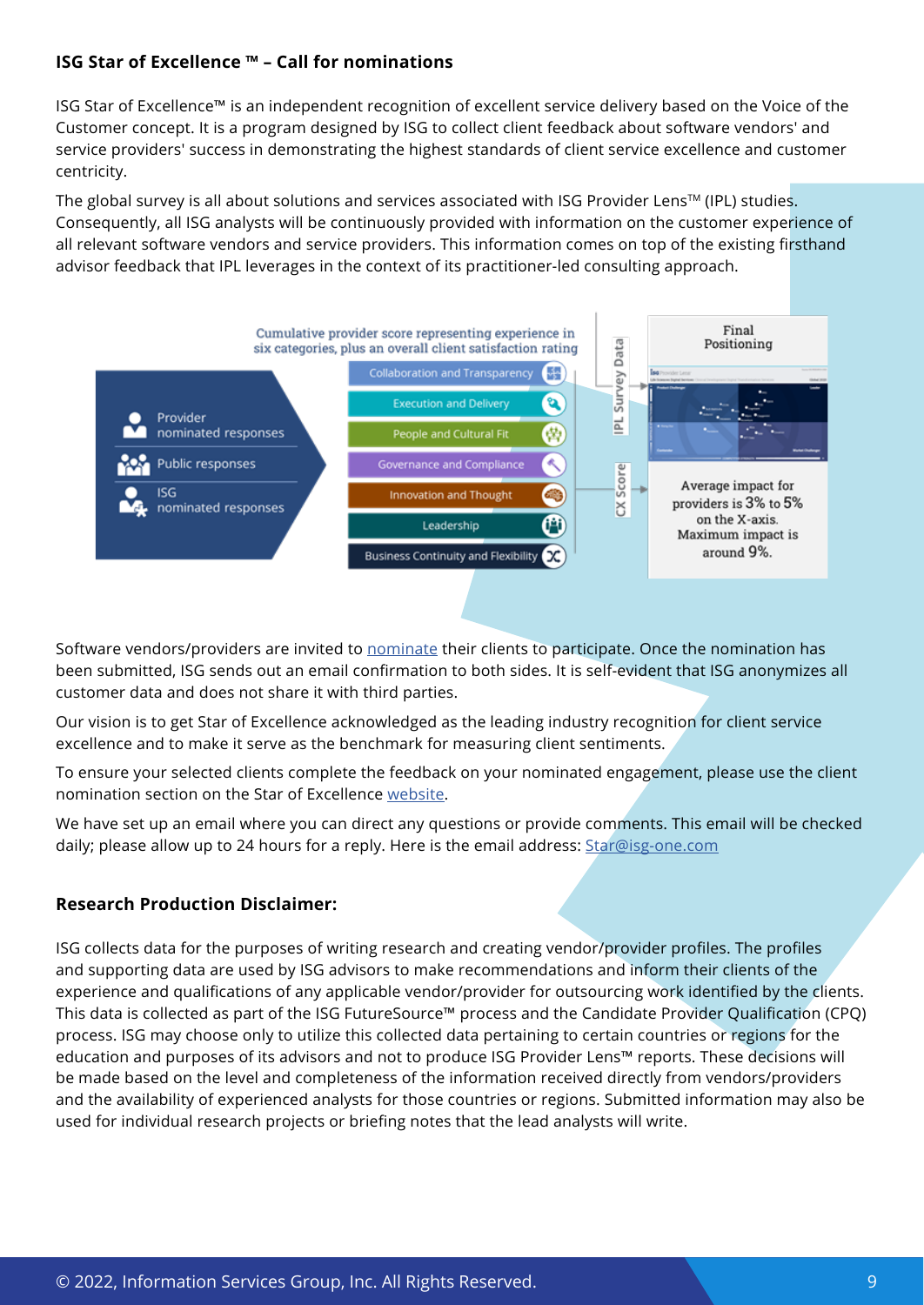## ISG Star of Excellence ™ – Call for nominations

ISG Star of Excellence™ is an independent recognition of excellent service delivery based on the Voice of the Customer concept. It is a program designed by ISG to collect client feedback about software vendors' and service providers' success in demonstrating the highest standards of client service excellence and customer centricity.

The global survey is all about solutions and services associated with ISG Provider Lens™ (IPL) studies. Consequently, all ISG analysts will be continuously provided with information on the customer experience of all relevant software vendors and service providers. This information comes on top of the existing firsthand advisor feedback that IPL leverages in the context of its practitioner-led consulting approach.

Cumulative provider score representing experience in six categories, plus an overall client satisfaction rating

- Provider nominated responses
- Public responses
- ISG nominated responses

- Collaboration and Transparency
- Execution and Delivery
- People and Cultural Fit
- Governance and Compliance
- Innovation and Thought
- Leadership
- Business Continuity and Flexibility

IPL Survey Data

CX Score

Final Positioning

Average impact for providers is 3% to 5% on the X-axis. Maximum impact is around 9%.

Software vendors/providers are invited to nominate their clients to participate. Once the nomination has been submitted, ISG sends out an email confirmation to both sides. It is self-evident that ISG anonymizes all customer data and does not share it with third parties.

Our vision is to get Star of Excellence acknowledged as the leading industry recognition for client service excellence and to make it serve as the benchmark for measuring client sentiments.

To ensure your selected clients complete the feedback on your nominated engagement, please use the client nomination section on the Star of Excellence website.

We have set up an email where you can direct any questions or provide comments. This email will be checked daily; please allow up to 24 hours for a reply. Here is the email address: Star@isg-one.com

### Research Production Disclaimer:

ISG collects data for the purposes of writing research and creating vendor/provider profiles. The profiles and supporting data are used by ISG advisors to make recommendations and inform their clients of the experience and qualifications of any applicable vendor/provider for outsourcing work identified by the clients. This data is collected as part of the ISG FutureSource™ process and the Candidate Provider Qualification (CPQ) process. ISG may choose only to utilize this collected data pertaining to certain countries or regions for the education and purposes of its advisors and not to produce ISG Provider Lens™ reports. These decisions will be made based on the level and completeness of the information received directly from vendors/providers and the availability of experienced analysts for those countries or regions. Submitted information may also be used for individual research projects or briefing notes that the lead analysts will write.

© 2022, Information Services Group, Inc. All Rights Reserved.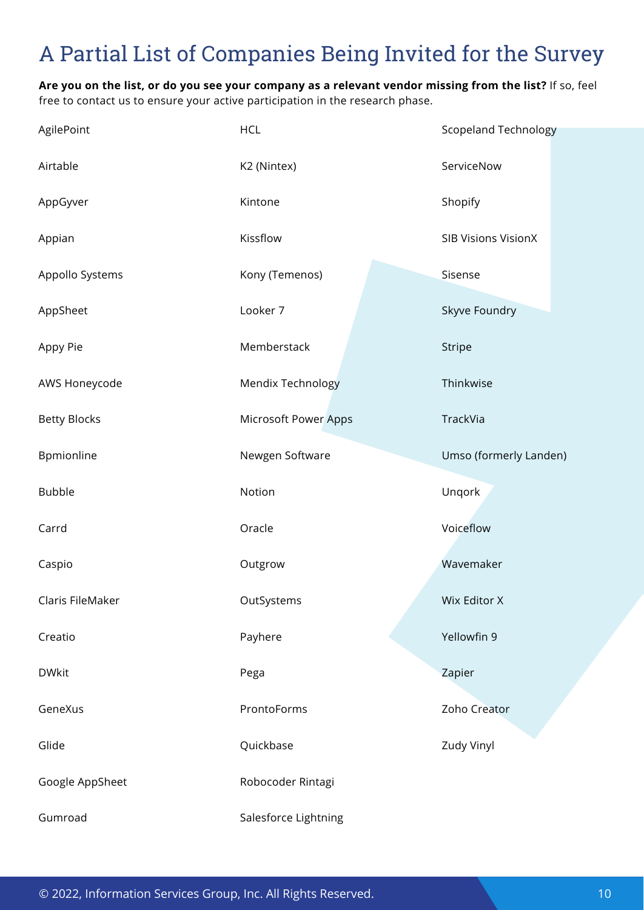# A Partial List of Companies Being Invited for the Survey

**Are you on the list, or do you see your company as a relevant vendor missing from the list?** If so, feel free to contact us to ensure your active participation in the research phase.

- AgilePoint
- Airtable
- AppGyver
- Appian
- Appollo Systems
- AppSheet
- Appy Pie
- AWS Honeycode
- Betty Blocks
- Bpmionline
- Bubble
- Carrd
- Caspio
- Claris FileMaker
- Creatio
- DWkit
- GeneXus
- Glide
- Google AppSheet
- Gumroad
- HCL
- K2 (Nintex)
- Kintone
- Kissflow
- Kony (Temenos)
- Looker 7
- Memberstack
- Mendix Technology
- Microsoft Power Apps
- Newgen Software
- Notion
- Oracle
- Outgrow
- OutSystems
- Payhere
- Pega
- ProntoForms
- Quickbase
- Robocoder Rintagi
- Salesforce Lightning
- Scopeland Technology
- ServiceNow
- Shopify
- SIB Visions VisionX
- Sisense
- Skyve Foundry
- Stripe
- Thinkwise
- TrackVia
- Umso (formerly Landen)
- Unqork
- Voiceflow
- Wavemaker
- Wix Editor X
- Yellowfin 9
- Zapier
- Zoho Creator
- Zudy Vinyl

© 2022, Information Services Group, Inc. All Rights Reserved.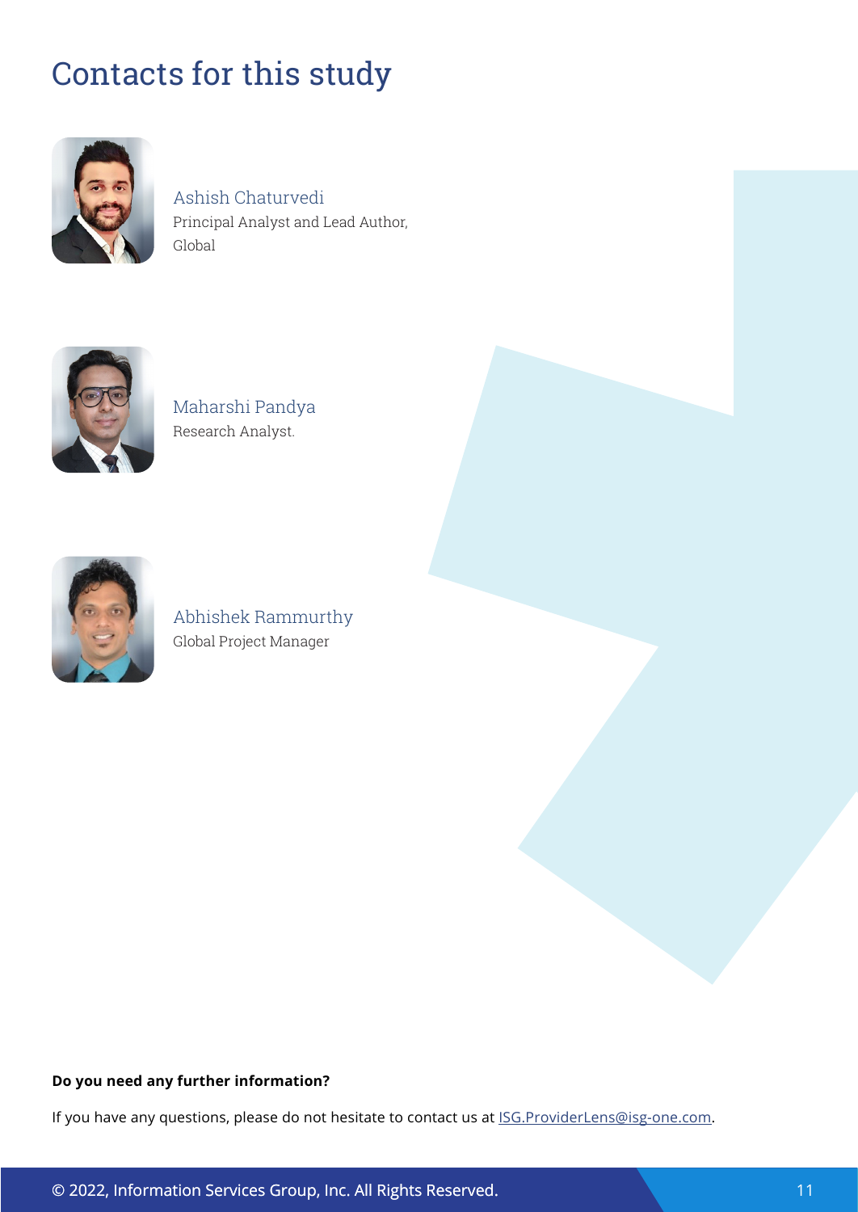# Contacts for this study

Ashish Chaturvedi
Principal Analyst and Lead Author, Global

Maharshi Pandya
Research Analyst.

Abhishek Rammurthy
Global Project Manager

**Do you need any further information?**

If you have any questions, please do not hesitate to contact us at ISG.ProviderLens@isg-one.com.

© 2022, Information Services Group, Inc. All Rights Reserved.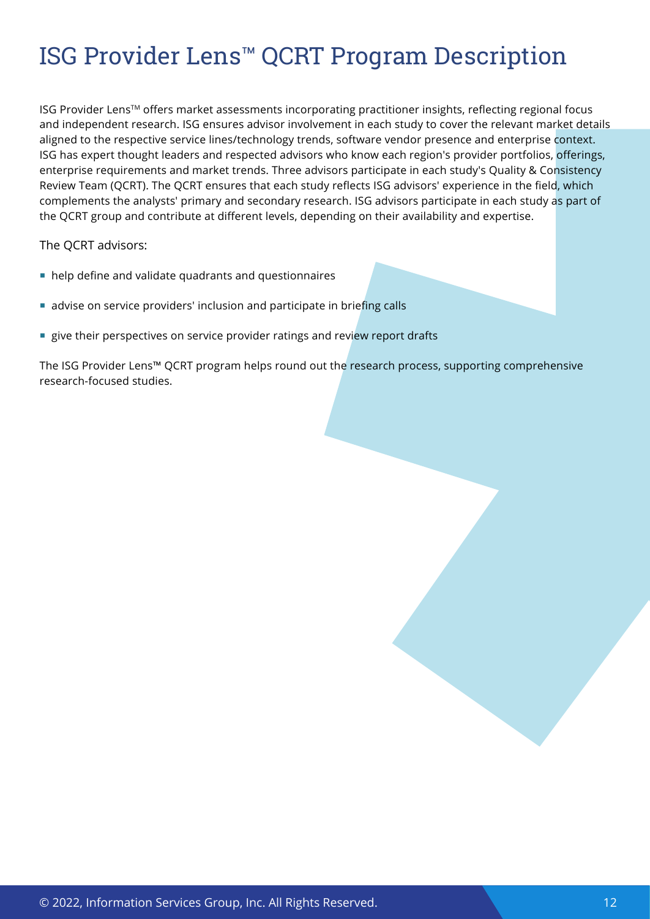# ISG Provider Lens™ QCRT Program Description

ISG Provider Lens™ offers market assessments incorporating practitioner insights, reflecting regional focus and independent research. ISG ensures advisor involvement in each study to cover the relevant market details aligned to the respective service lines/technology trends, software vendor presence and enterprise context. ISG has expert thought leaders and respected advisors who know each region's provider portfolios, offerings, enterprise requirements and market trends. Three advisors participate in each study's Quality & Consistency Review Team (QCRT). The QCRT ensures that each study reflects ISG advisors' experience in the field, which complements the analysts' primary and secondary research. ISG advisors participate in each study as part of the QCRT group and contribute at different levels, depending on their availability and expertise.

The QCRT advisors:

- help define and validate quadrants and questionnaires
- advise on service providers' inclusion and participate in briefing calls
- give their perspectives on service provider ratings and review report drafts

The ISG Provider Lens™ QCRT program helps round out the research process, supporting comprehensive research-focused studies.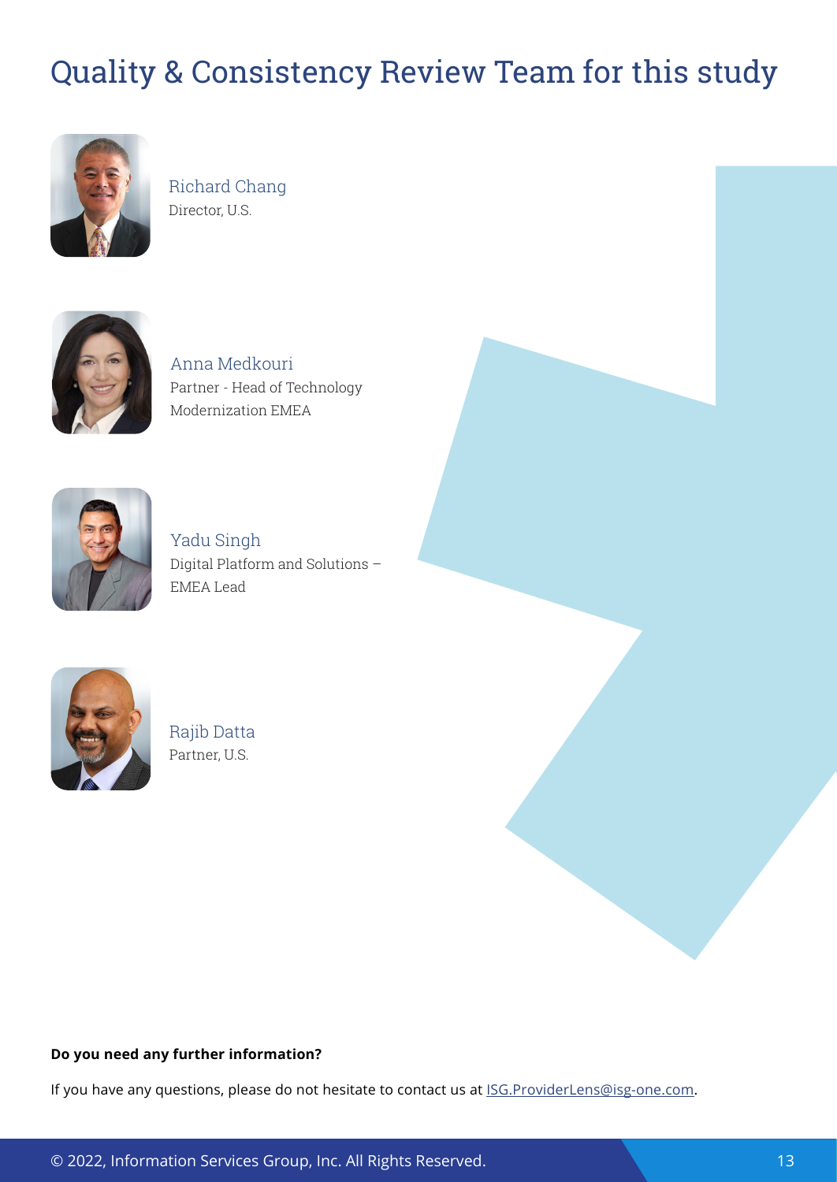# Quality & Consistency Review Team for this study

Richard Chang
Director, U.S.

Anna Medkouri
Partner - Head of Technology Modernization EMEA

Yadu Singh
Digital Platform and Solutions – EMEA Lead

Rajib Datta
Partner, U.S.

**Do you need any further information?**

If you have any questions, please do not hesitate to contact us at ISG.ProviderLens@isg-one.com.

© 2022, Information Services Group, Inc. All Rights Reserved.